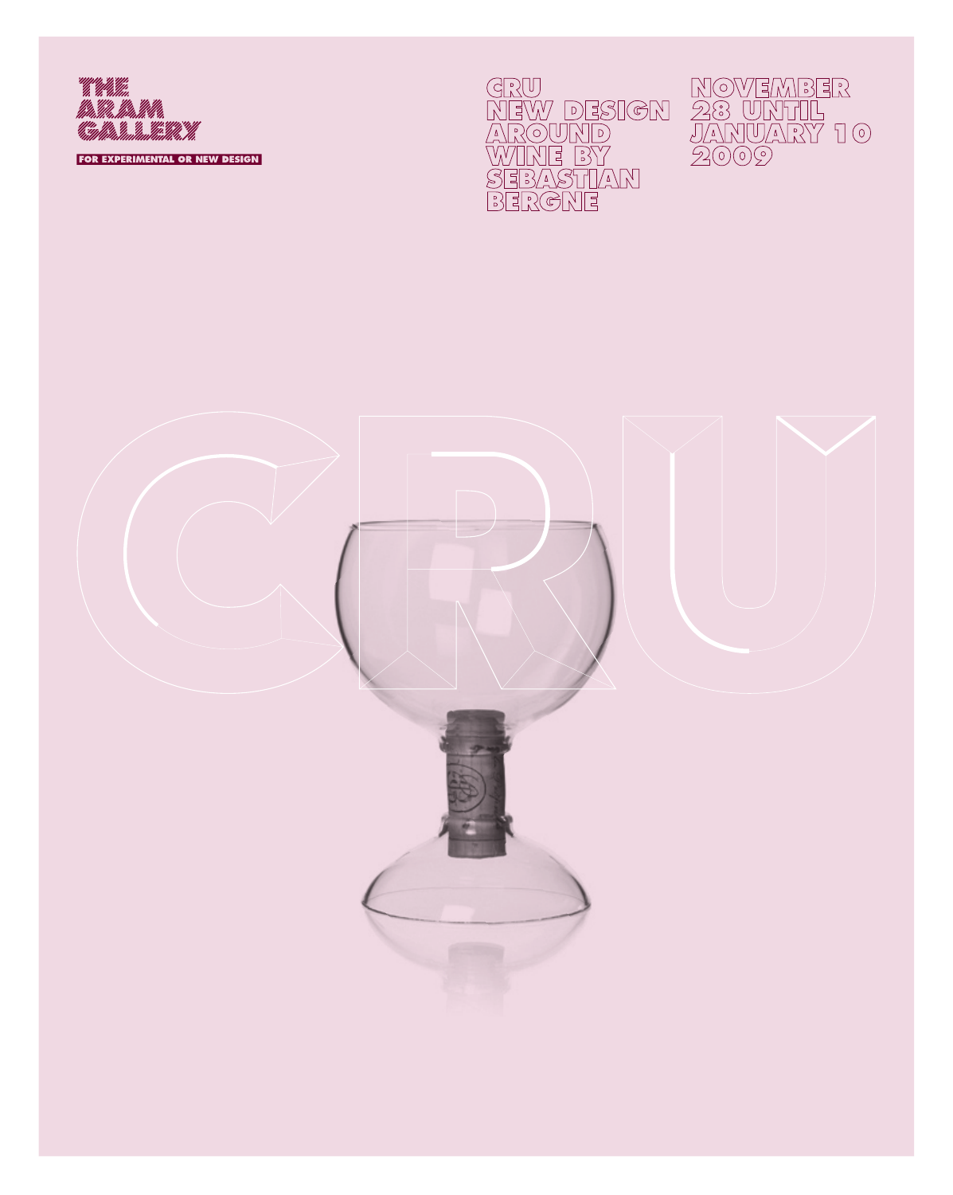THE ARAM GALLERY

FOR EXPERIMENTAL OR NEW DESIGN

# CRU NEW DESIGN AROUND WINE BY SEBASTIAN BERGNE

NOVEMBER 28 UNTIL JANUARY 10 2009

CRU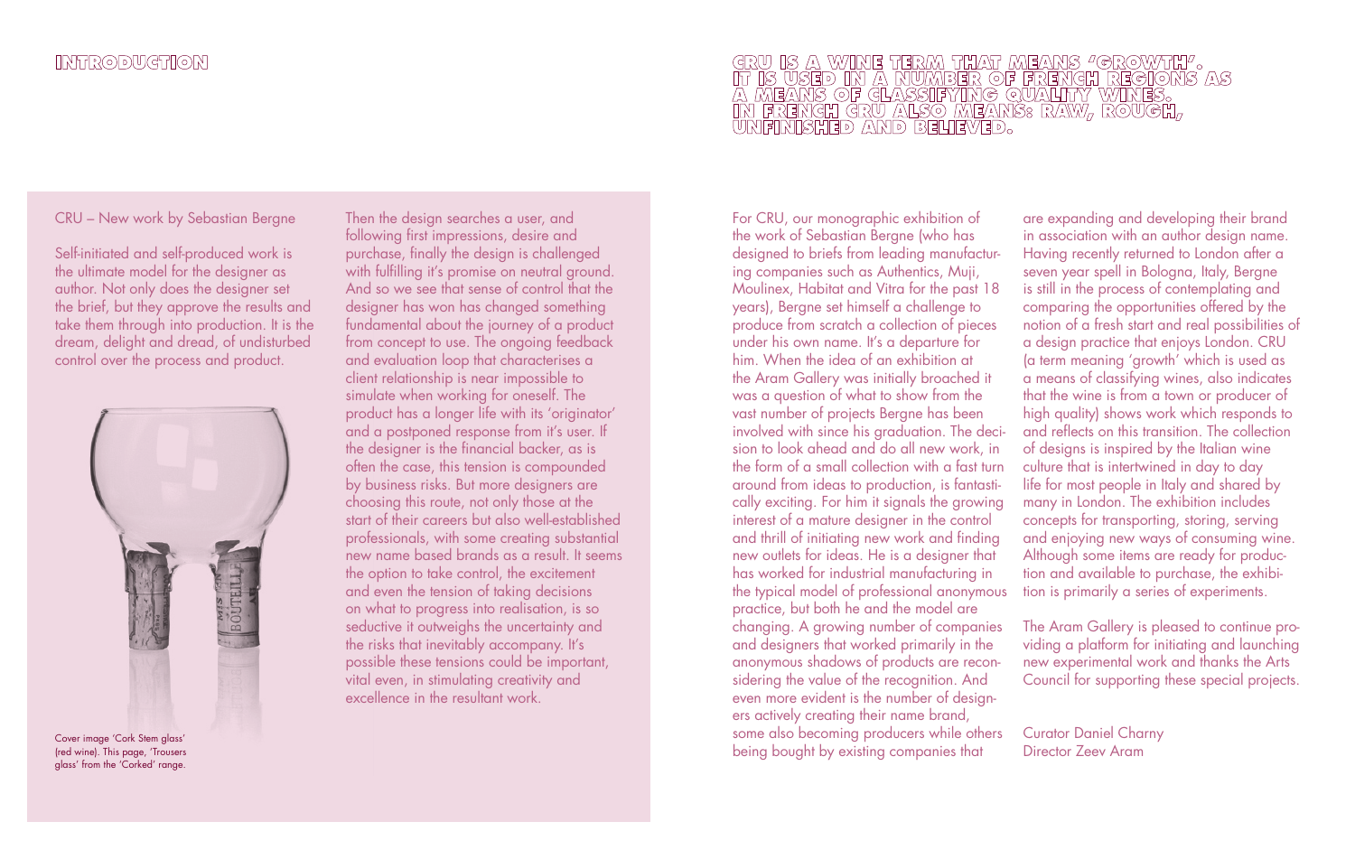## INTRODUCTION

**CRU IS A WINE TERM THAT MEANS 'GROWTH'. IT IS USED IN A NUMBER OF FRENCH REGIONS AS A MEANS OF CLASSIFYING QUALITY WINES. IN FRENCH CRU ALSO MEANS: RAW, ROUGH, UNFINISHED AND BELIEVED.**

CRU – New work by Sebastian Bergne

Self-initiated and self-produced work is the ultimate model for the designer as author. Not only does the designer set the brief, but they approve the results and take them through into production. It is the dream, delight and dread, of undisturbed control over the process and product.

Cover image 'Cork Stem glass' (red wine). This page, 'Trousers glass' from the 'Corked' range.

Then the design searches a user, and following first impressions, desire and purchase, finally the design is challenged with fulfilling it's promise on neutral ground. And so we see that sense of control that the designer has won has changed something fundamental about the journey of a product from concept to use. The ongoing feedback and evaluation loop that characterises a client relationship is near impossible to simulate when working for oneself. The product has a longer life with its 'originator' and a postponed response from it's user. If the designer is the financial backer, as is often the case, this tension is compounded by business risks. But more designers are choosing this route, not only those at the start of their careers but also well-established professionals, with some creating substantial new name based brands as a result. It seems the option to take control, the excitement and even the tension of taking decisions on what to progress into realisation, is so seductive it outweighs the uncertainty and the risks that inevitably accompany. It's possible these tensions could be important, vital even, in stimulating creativity and excellence in the resultant work.

For CRU, our monographic exhibition of the work of Sebastian Bergne (who has designed to briefs from leading manufacturing companies such as Authentics, Muji, Moulinex, Habitat and Vitra for the past 18 years), Bergne set himself a challenge to produce from scratch a collection of pieces under his own name. It's a departure for him. When the idea of an exhibition at the Aram Gallery was initially broached it was a question of what to show from the vast number of projects Bergne has been involved with since his graduation. The decision to look ahead and do all new work, in the form of a small collection with a fast turn around from ideas to production, is fantastically exciting. For him it signals the growing interest of a mature designer in the control and thrill of initiating new work and finding new outlets for ideas. He is a designer that has worked for industrial manufacturing in the typical model of professional anonymous practice, but both he and the model are changing. A growing number of companies and designers that worked primarily in the anonymous shadows of products are reconsidering the value of the recognition. And even more evident is the number of designers actively creating their name brand, some also becoming producers while others being bought by existing companies that are expanding and developing their brand in association with an author design name. Having recently returned to London after a seven year spell in Bologna, Italy, Bergne is still in the process of contemplating and comparing the opportunities offered by the notion of a fresh start and real possibilities of a design practice that enjoys London. CRU (a term meaning 'growth' which is used as a means of classifying wines, also indicates that the wine is from a town or producer of high quality) shows work which responds to and reflects on this transition. The collection of designs is inspired by the Italian wine culture that is intertwined in day to day life for most people in Italy and shared by many in London. The exhibition includes concepts for transporting, storing, serving and enjoying new ways of consuming wine. Although some items are ready for production and available to purchase, the exhibition is primarily a series of experiments.

The Aram Gallery is pleased to continue providing a platform for initiating and launching new experimental work and thanks the Arts Council for supporting these special projects.

Curator Daniel Charny  
Director Zeev Aram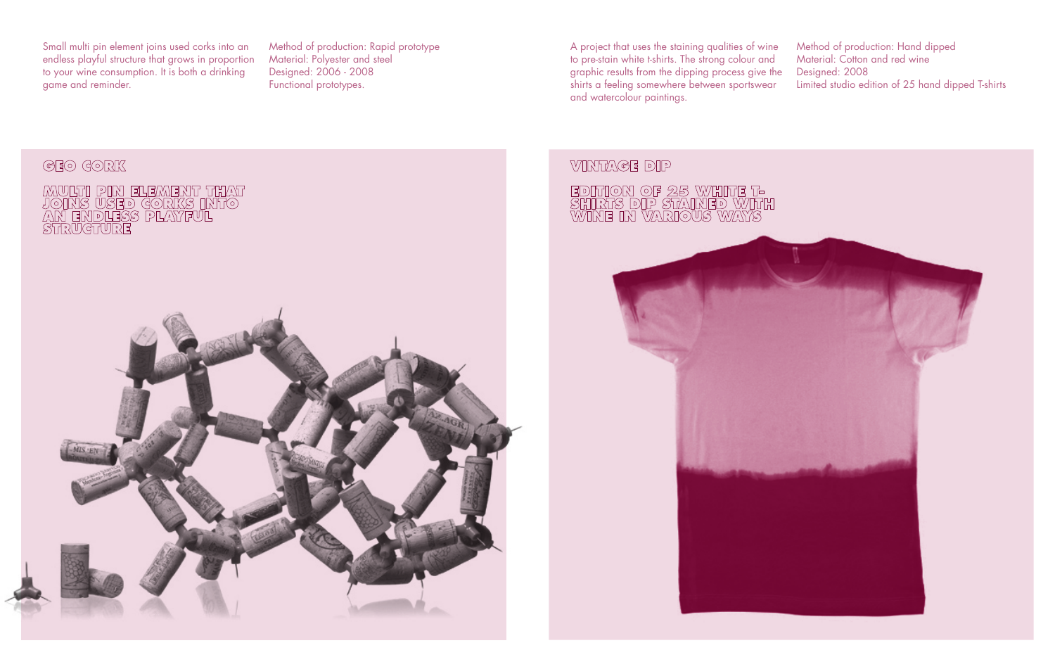Small multi pin element joins used corks into an endless playful structure that grows in proportion to your wine consumption. It is both a drinking game and reminder.

Method of production: Rapid prototype
Material: Polyester and steel
Designed: 2006 - 2008
Functional prototypes.

## GEO CORK

**MULTI PIN ELEMENT THAT JOINS USED CORKS INTO AN ENDLESS PLAYFUL STRUCTURE**

A project that uses the staining qualities of wine to pre-stain white t-shirts. The strong colour and graphic results from the dipping process give the shirts a feeling somewhere between sportswear and watercolour paintings.

Method of production: Hand dipped
Material: Cotton and red wine
Designed: 2008
Limited studio edition of 25 hand dipped T-shirts

## VINTAGE DIP

**EDITION OF 25 WHITE T-SHIRTS DIP STAINED WITH WINE IN VARIOUS WAYS**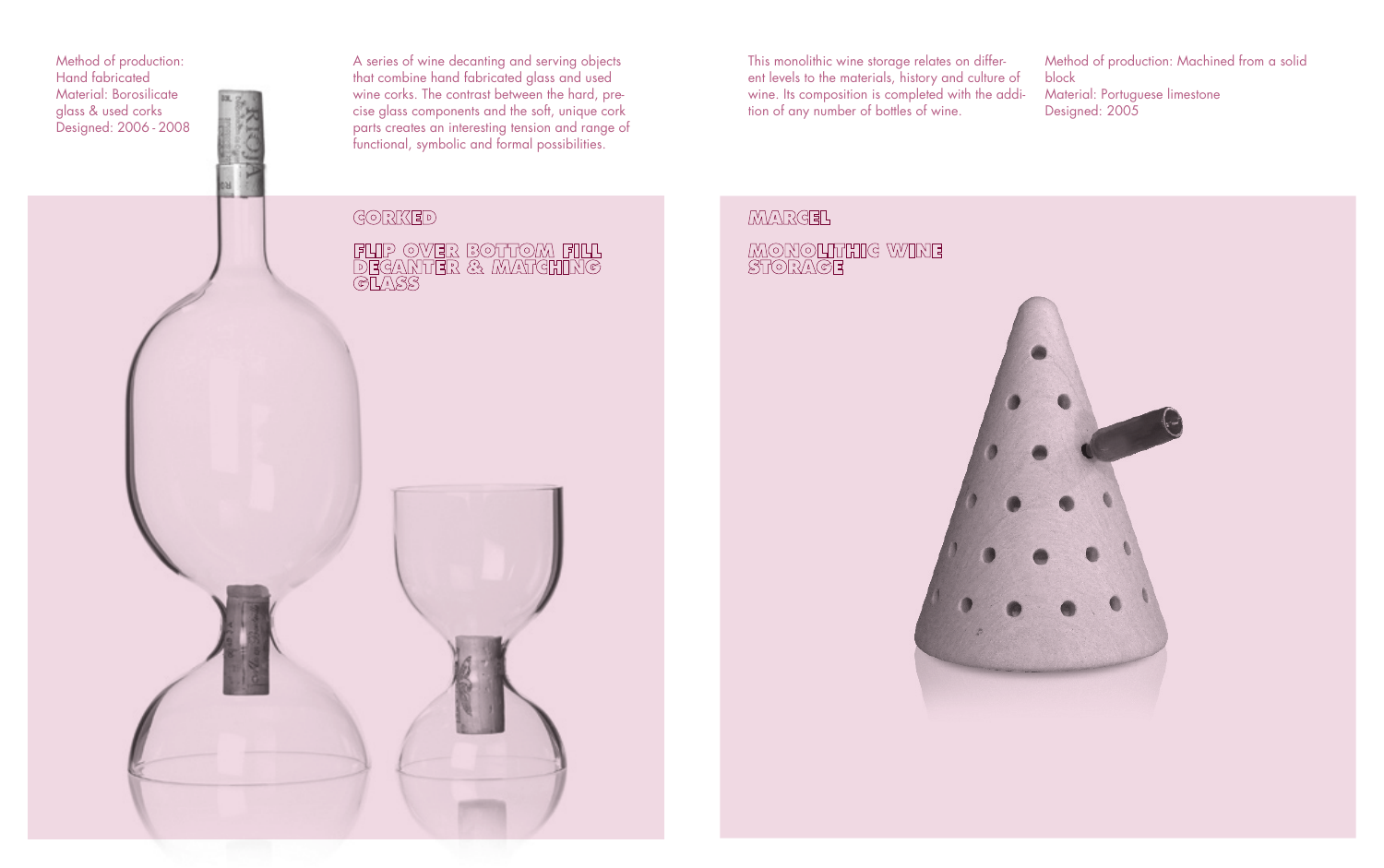## CORKED

### FLIP OVER BOTTOM FILL DECANTER & MATCHING GLASS

Method of production: Hand fabricated
Material: Borosilicate glass & used corks
Designed: 2006 - 2008

A series of wine decanting and serving objects that combine hand fabricated glass and used wine corks. The contrast between the hard, precise glass components and the soft, unique cork parts creates an interesting tension and range of functional, symbolic and formal possibilities.

## MARCEL

### MONOLITHIC WINE STORAGE

This monolithic wine storage relates on different levels to the materials, history and culture of wine. Its composition is completed with the addition of any number of bottles of wine.

Method of production: Machined from a solid block
Material: Portuguese limestone
Designed: 2005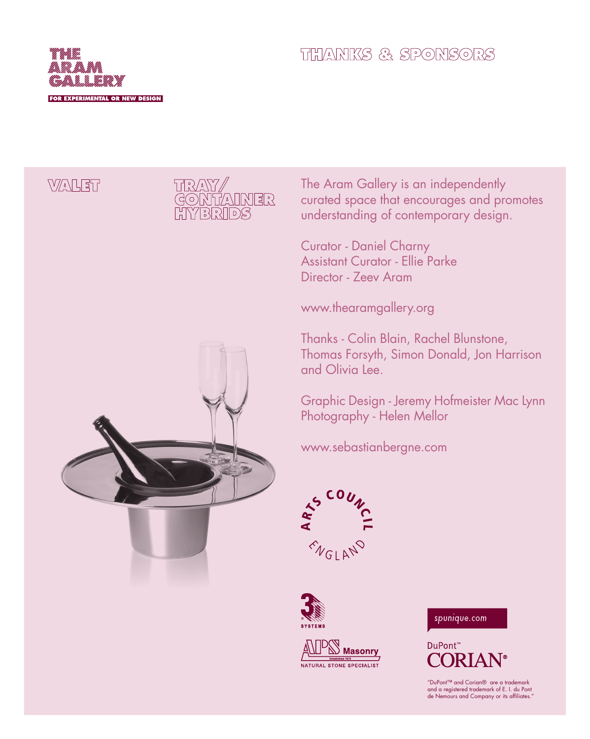THE ARAM GALLERY

FOR EXPERIMENTAL OR NEW DESIGN

# THANKS & SPONSORS

## VALET

## TRAY/ CONTAINER HYBRIDS

The Aram Gallery is an independently curated space that encourages and promotes understanding of contemporary design.

Curator - Daniel Charny
Assistant Curator - Ellie Parke
Director - Zeev Aram

www.thearamgallery.org

Thanks - Colin Blain, Rachel Blunstone, Thomas Forsyth, Simon Donald, Jon Harrison and Olivia Lee.

Graphic Design - Jeremy Hofmeister Mac Lynn
Photography - Helen Mellor

www.sebastianbergne.com

ARTS COUNCIL ENGLAND

3 SYSTEMS

APS Masonry
Established 1818
NATURAL STONE SPECIALIST

spunique.com

DuPont™ CORIAN®

"DuPont™ and Corian® are a trademark and a registered trademark of E. I. du Pont de Nemours and Company or its affiliates."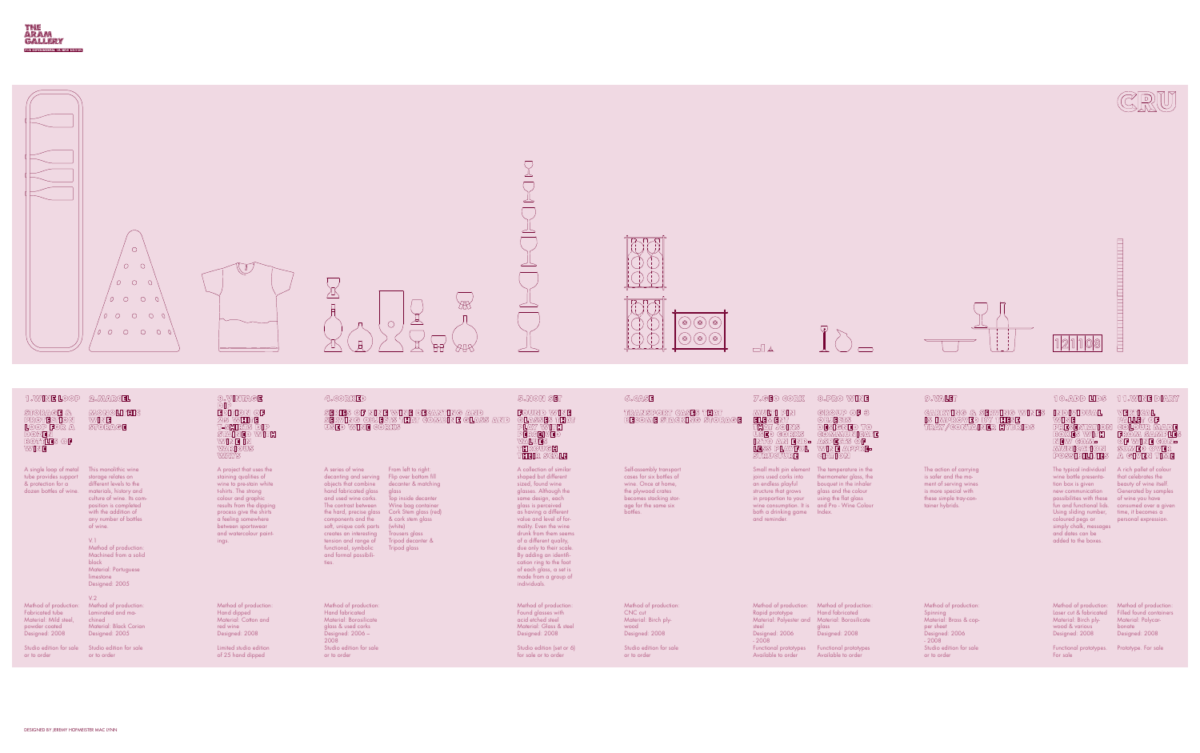THE ARAM GALLERY

CRU

12 11 08

## 1. WINE LOOP

### STORAGE & PROTECTION LOOP FOR A DOZEN BOTTLES OF WINE

A single loop of metal tube provides support & protection for a dozen bottles of wine.

Method of production: Fabricated tube
Material: Mild steel, powder coated
Designed: 2008

Studio edition for sale or to order

## 2. MARBEL

### MONOLITHIC WINE STORAGE

This monolithic wine storage relates on different levels to the materials, history and culture of wine. Its composition is completed with the addition of any number of bottles of wine.

V.1
Method of production: Machined from a solid block
Material: Portuguese limestone
Designed: 2005

V.2
Method of production: Laminated and machined
Material: Black Corian
Designed: 2005

Studio edition for sale or to order

## 3. VINTAGE

### EDITION OF 25 WHITE T-SHIRTS DIP STAINED WITH WINE IN VARIOUS WAYS

A project that uses the staining qualities of wine to pre-stain white t-shirts. The strong colour and graphic results from the dipping process give the shirts a feeling somewhere between sportswear and watercolour paintings.

Method of production: Hand dipped
Material: Cotton and red wine
Designed: 2008

Limited studio edition of 25 hand dipped

## 4. CORKED

### SERIES OF WINE DECANTING AND SERVING OBJECTS THAT COMBINE GLASS AND USED WINE CORKS

A series of wine decanting and serving objects that combine hand fabricated glass and used wine corks. The contrast between the hard, precise glass components and the soft, unique cork parts creates an interesting tension and range of functional, symbolic and formal possibilities.

From left to right:
Flip over bottom fill decanter & matching glass
Top inside decanter
Wine bag container
Cork Stem glass (red) & cork stem glass (white)
Trousers glass
Tripod decanter & Tripod glass

Method of production: Hand fabricated
Material: Borosilicate glass & used corks
Designed: 2006 – 2008
Studio edition for sale or to order

## 5. NON SET

### FOUND WINE GLASSES THAT PLAY WITH PERCEIVED VALUES THROUGH THEIR SCALE

A collection of similar shaped but different sized, found wine glasses. Although the same design, each glass is perceived as having a different value and level of formality. Even the wine drunk from them seems of a different quality, due only to their scale. By adding an identification ring to the foot of each glass, a set is made from a group of individuals.

Method of production: Found glasses with acid etched steel
Material: Glass & steel
Designed: 2008

Studio edition (set or 6) for sale or to order

## 6. CASE

### TRANSPORT CASES THAT BECOME STACKING STORAGE

Self-assembly transport cases for six bottles of wine. Once at home, the plywood crates becomes stacking storage for the same six bottles.

Method of production: CNC cut
Material: Birch plywood
Designed: 2008

Studio edition for sale or to order

## 7. GEO CORK

### MULTI PIN ELEMENT THAT JOINS USED CORKS INTO AN ENDLESS PLAYFUL STRUCTURE

Small multi pin element joins used corks into an endless playful structure that grows in proportion to your wine consumption. It is both a drinking game and reminder.

Method of production: Rapid prototype
Material: Polyester and steel
Designed: 2006 - 2008
Functional prototypes Available to order

## 8. PRO WINE

### GROUP OF 3 OBJECTS DESIGNED TO COMMUNICATE ASPECTS OF WINE APPRECIATION

The temperature in the thermometer glass, the bouquet in the inhaler glass and the colour using the flat glass and Pro - Wine Colour Index.

Method of production: Hand fabricated
Material: Borosilicate glass
Designed: 2008

Functional prototypes Available to order

## 9. VALET

### CARRYING & SERVING WINES IS IMPROVED BY THESE TRAY/CONTAINER HYBRIDS

The action of carrying is safer and the moment of serving wines is more special with these simple tray-container hybrids.

Method of production: Spinning
Material: Brass & copper sheet
Designed: 2006 - 2008
Studio edition for sale or to order

## 10. ADD LIDS

### INDIVIDUAL WINE PRESENTATION BOXES WITH NEW COMMUNICATION POSSIBILITIES

The typical individual wine bottle presentation box is given new communication possibilities with these fun and functional lids. Using sliding number, coloured pegs or simply chalk, messages and dates can be added to the boxes.

Method of production: Laser cut & fabricated
Material: Birch plywood & various
Designed: 2008

Functional prototypes. For sale

## 11. WINE DIARY

### VERTICAL PALLET OF COLOUR MADE FROM SAMPLES OF WINE CONSUMED OVER A GIVEN TIME

A rich pallet of colour that celebrates the beauty of wine itself. Generated by samples of wine you have consumed over a given time, it becomes a personal expression.

Method of production: Filled found containers
Material: Polycarbonate
Designed: 2008

Prototype. For sale

DESIGNED BY JEREMY HOFWEISTER MAC LYNN